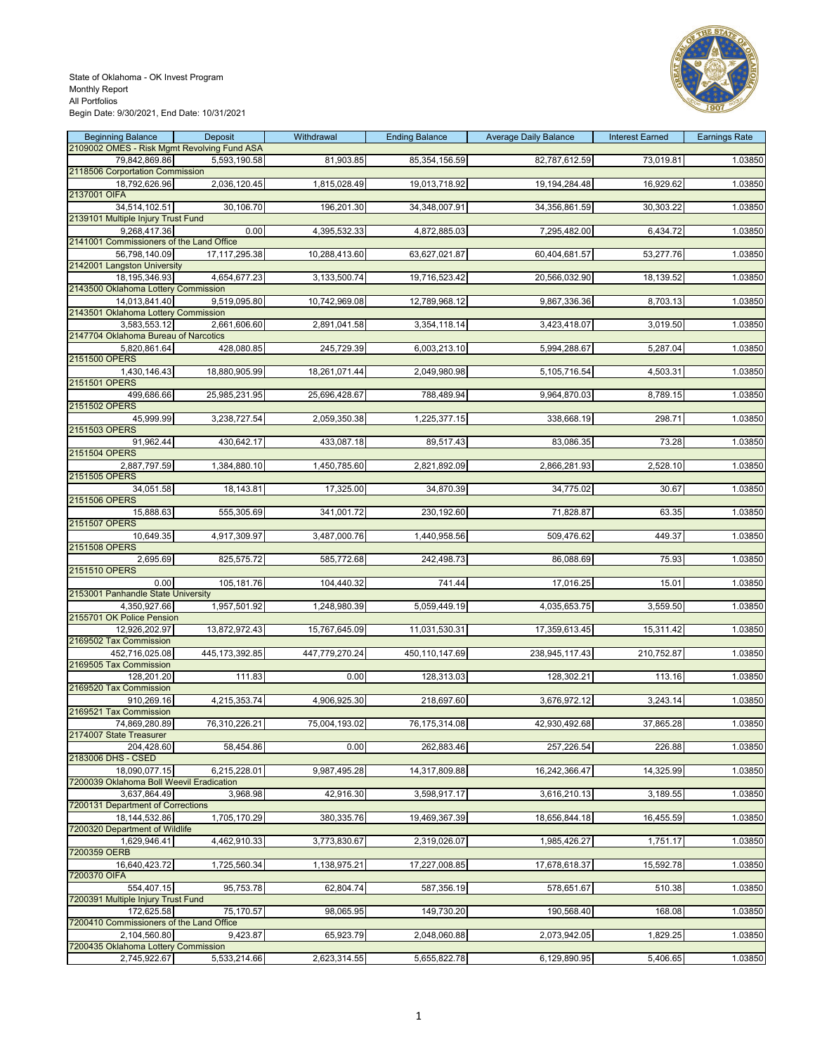State of Oklahoma - OK Invest Program
Monthly Report
All Portfolios
Begin Date: 9/30/2021, End Date: 10/31/2021

| Beginning Balance | Deposit | Withdrawal | Ending Balance | Average Daily Balance | Interest Earned | Earnings Rate |
|---|---|---|---|---|---|---|
| 2109002 OMES - Risk Mgmt Revolving Fund ASA | | | | | | |
| 79,842,869.86 | 5,593,190.58 | 81,903.85 | 85,354,156.59 | 82,787,612.59 | 73,019.81 | 1.03850 |
| 2118506 Corportation Commission | | | | | | |
| 18,792,626.96 | 2,036,120.45 | 1,815,028.49 | 19,013,718.92 | 19,194,284.48 | 16,929.62 | 1.03850 |
| 2137001 OIFA | | | | | | |
| 34,514,102.51 | 30,106.70 | 196,201.30 | 34,348,007.91 | 34,356,861.59 | 30,303.22 | 1.03850 |
| 2139101 Multiple Injury Trust Fund | | | | | | |
| 9,268,417.36 | 0.00 | 4,395,532.33 | 4,872,885.03 | 7,295,482.00 | 6,434.72 | 1.03850 |
| 2141001 Commissioners of the Land Office | | | | | | |
| 56,798,140.09 | 17,117,295.38 | 10,288,413.60 | 63,627,021.87 | 60,404,681.57 | 53,277.76 | 1.03850 |
| 2142001 Langston University | | | | | | |
| 18,195,346.93 | 4,654,677.23 | 3,133,500.74 | 19,716,523.42 | 20,566,032.90 | 18,139.52 | 1.03850 |
| 2143500 Oklahoma Lottery Commission | | | | | | |
| 14,013,841.40 | 9,519,095.80 | 10,742,969.08 | 12,789,968.12 | 9,867,336.36 | 8,703.13 | 1.03850 |
| 2143501 Oklahoma Lottery Commission | | | | | | |
| 3,583,553.12 | 2,661,606.60 | 2,891,041.58 | 3,354,118.14 | 3,423,418.07 | 3,019.50 | 1.03850 |
| 2147704 Oklahoma Bureau of Narcotics | | | | | | |
| 5,820,861.64 | 428,080.85 | 245,729.39 | 6,003,213.10 | 5,994,288.67 | 5,287.04 | 1.03850 |
| 2151500 OPERS | | | | | | |
| 1,430,146.43 | 18,880,905.99 | 18,261,071.44 | 2,049,980.98 | 5,105,716.54 | 4,503.31 | 1.03850 |
| 2151501 OPERS | | | | | | |
| 499,686.66 | 25,985,231.95 | 25,696,428.67 | 788,489.94 | 9,964,870.03 | 8,789.15 | 1.03850 |
| 2151502 OPERS | | | | | | |
| 45,999.99 | 3,238,727.54 | 2,059,350.38 | 1,225,377.15 | 338,668.19 | 298.71 | 1.03850 |
| 2151503 OPERS | | | | | | |
| 91,962.44 | 430,642.17 | 433,087.18 | 89,517.43 | 83,086.35 | 73.28 | 1.03850 |
| 2151504 OPERS | | | | | | |
| 2,887,797.59 | 1,384,880.10 | 1,450,785.60 | 2,821,892.09 | 2,866,281.93 | 2,528.10 | 1.03850 |
| 2151505 OPERS | | | | | | |
| 34,051.58 | 18,143.81 | 17,325.00 | 34,870.39 | 34,775.02 | 30.67 | 1.03850 |
| 2151506 OPERS | | | | | | |
| 15,888.63 | 555,305.69 | 341,001.72 | 230,192.60 | 71,828.87 | 63.35 | 1.03850 |
| 2151507 OPERS | | | | | | |
| 10,649.35 | 4,917,309.97 | 3,487,000.76 | 1,440,958.56 | 509,476.62 | 449.37 | 1.03850 |
| 2151508 OPERS | | | | | | |
| 2,695.69 | 825,575.72 | 585,772.68 | 242,498.73 | 86,088.69 | 75.93 | 1.03850 |
| 2151510 OPERS | | | | | | |
| 0.00 | 105,181.76 | 104,440.32 | 741.44 | 17,016.25 | 15.01 | 1.03850 |
| 2153001 Panhandle State University | | | | | | |
| 4,350,927.66 | 1,957,501.92 | 1,248,980.39 | 5,059,449.19 | 4,035,653.75 | 3,559.50 | 1.03850 |
| 2155701 OK Police Pension | | | | | | |
| 12,926,202.97 | 13,872,972.43 | 15,767,645.09 | 11,031,530.31 | 17,359,613.45 | 15,311.42 | 1.03850 |
| 2169502 Tax Commission | | | | | | |
| 452,716,025.08 | 445,173,392.85 | 447,779,270.24 | 450,110,147.69 | 238,945,117.43 | 210,752.87 | 1.03850 |
| 2169505 Tax Commission | | | | | | |
| 128,201.20 | 111.83 | 0.00 | 128,313.03 | 128,302.21 | 113.16 | 1.03850 |
| 2169520 Tax Commission | | | | | | |
| 910,269.16 | 4,215,353.74 | 4,906,925.30 | 218,697.60 | 3,676,972.12 | 3,243.14 | 1.03850 |
| 2169521 Tax Commission | | | | | | |
| 74,869,280.89 | 76,310,226.21 | 75,004,193.02 | 76,175,314.08 | 42,930,492.68 | 37,865.28 | 1.03850 |
| 2174007 State Treasurer | | | | | | |
| 204,428.60 | 58,454.86 | 0.00 | 262,883.46 | 257,226.54 | 226.88 | 1.03850 |
| 2183006 DHS - CSED | | | | | | |
| 18,090,077.15 | 6,215,228.01 | 9,987,495.28 | 14,317,809.88 | 16,242,366.47 | 14,325.99 | 1.03850 |
| 7200039 Oklahoma Boll Weevil Eradication | | | | | | |
| 3,637,864.49 | 3,968.98 | 42,916.30 | 3,598,917.17 | 3,616,210.13 | 3,189.55 | 1.03850 |
| 7200131 Department of Corrections | | | | | | |
| 18,144,532.86 | 1,705,170.29 | 380,335.76 | 19,469,367.39 | 18,656,844.18 | 16,455.59 | 1.03850 |
| 7200320 Department of Wildlife | | | | | | |
| 1,629,946.41 | 4,462,910.33 | 3,773,830.67 | 2,319,026.07 | 1,985,426.27 | 1,751.17 | 1.03850 |
| 7200359 OERB | | | | | | |
| 16,640,423.72 | 1,725,560.34 | 1,138,975.21 | 17,227,008.85 | 17,678,618.37 | 15,592.78 | 1.03850 |
| 7200370 OIFA | | | | | | |
| 554,407.15 | 95,753.78 | 62,804.74 | 587,356.19 | 578,651.67 | 510.38 | 1.03850 |
| 7200391 Multiple Injury Trust Fund | | | | | | |
| 172,625.58 | 75,170.57 | 98,065.95 | 149,730.20 | 190,568.40 | 168.08 | 1.03850 |
| 7200410 Commissioners of the Land Office | | | | | | |
| 2,104,560.80 | 9,423.87 | 65,923.79 | 2,048,060.88 | 2,073,942.05 | 1,829.25 | 1.03850 |
| 7200435 Oklahoma Lottery Commission | | | | | | |
| 2,745,922.67 | 5,533,214.66 | 2,623,314.55 | 5,655,822.78 | 6,129,890.95 | 5,406.65 | 1.03850 |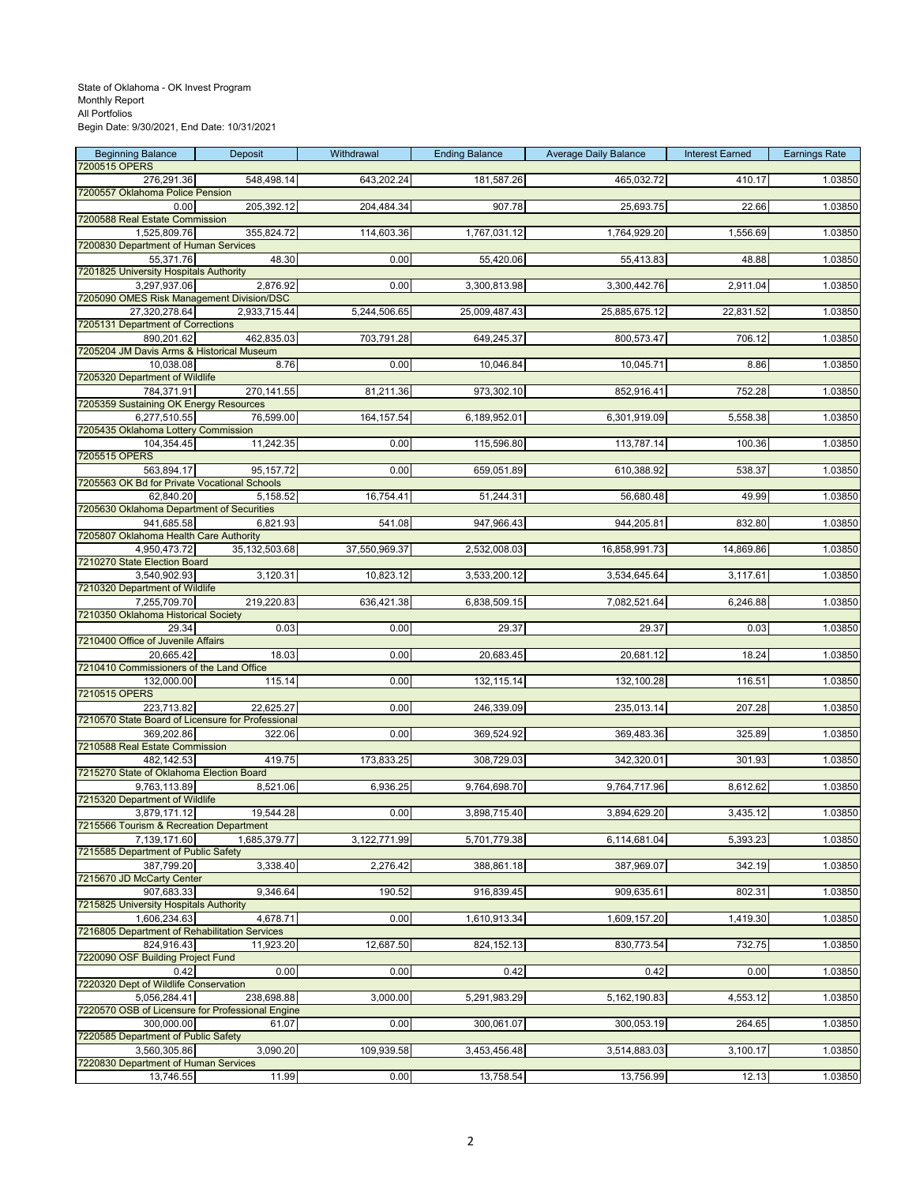State of Oklahoma - OK Invest Program
Monthly Report
All Portfolios
Begin Date: 9/30/2021, End Date: 10/31/2021

| Beginning Balance | Deposit | Withdrawal | Ending Balance | Average Daily Balance | Interest Earned | Earnings Rate |
|---|---|---|---|---|---|---|
| 7200515 OPERS | | | | | | |
| 276,291.36 | 548,498.14 | 643,202.24 | 181,587.26 | 465,032.72 | 410.17 | 1.03850 |
| 7200557 Oklahoma Police Pension | | | | | | |
| 0.00 | 205,392.12 | 204,484.34 | 907.78 | 25,693.75 | 22.66 | 1.03850 |
| 7200588 Real Estate Commission | | | | | | |
| 1,525,809.76 | 355,824.72 | 114,603.36 | 1,767,031.12 | 1,764,929.20 | 1,556.69 | 1.03850 |
| 7200830 Department of Human Services | | | | | | |
| 55,371.76 | 48.30 | 0.00 | 55,420.06 | 55,413.83 | 48.88 | 1.03850 |
| 7201825 University Hospitals Authority | | | | | | |
| 3,297,937.06 | 2,876.92 | 0.00 | 3,300,813.98 | 3,300,442.76 | 2,911.04 | 1.03850 |
| 7205090 OMES Risk Management Division/DSC | | | | | | |
| 27,320,278.64 | 2,933,715.44 | 5,244,506.65 | 25,009,487.43 | 25,885,675.12 | 22,831.52 | 1.03850 |
| 7205131 Department of Corrections | | | | | | |
| 890,201.62 | 462,835.03 | 703,791.28 | 649,245.37 | 800,573.47 | 706.12 | 1.03850 |
| 7205204 JM Davis Arms & Historical Museum | | | | | | |
| 10,038.08 | 8.76 | 0.00 | 10,046.84 | 10,045.71 | 8.86 | 1.03850 |
| 7205320 Department of Wildlife | | | | | | |
| 784,371.91 | 270,141.55 | 81,211.36 | 973,302.10 | 852,916.41 | 752.28 | 1.03850 |
| 7205359 Sustaining OK Energy Resources | | | | | | |
| 6,277,510.55 | 76,599.00 | 164,157.54 | 6,189,952.01 | 6,301,919.09 | 5,558.38 | 1.03850 |
| 7205435 Oklahoma Lottery Commission | | | | | | |
| 104,354.45 | 11,242.35 | 0.00 | 115,596.80 | 113,787.14 | 100.36 | 1.03850 |
| 7205515 OPERS | | | | | | |
| 563,894.17 | 95,157.72 | 0.00 | 659,051.89 | 610,388.92 | 538.37 | 1.03850 |
| 7205563 OK Bd for Private Vocational Schools | | | | | | |
| 62,840.20 | 5,158.52 | 16,754.41 | 51,244.31 | 56,680.48 | 49.99 | 1.03850 |
| 7205630 Oklahoma Department of Securities | | | | | | |
| 941,685.58 | 6,821.93 | 541.08 | 947,966.43 | 944,205.81 | 832.80 | 1.03850 |
| 7205807 Oklahoma Health Care Authority | | | | | | |
| 4,950,473.72 | 35,132,503.68 | 37,550,969.37 | 2,532,008.03 | 16,858,991.73 | 14,869.86 | 1.03850 |
| 7210270 State Election Board | | | | | | |
| 3,540,902.93 | 3,120.31 | 10,823.12 | 3,533,200.12 | 3,534,645.64 | 3,117.61 | 1.03850 |
| 7210320 Department of Wildlife | | | | | | |
| 7,255,709.70 | 219,220.83 | 636,421.38 | 6,838,509.15 | 7,082,521.64 | 6,246.88 | 1.03850 |
| 7210350 Oklahoma Historical Society | | | | | | |
| 29.34 | 0.03 | 0.00 | 29.37 | 29.37 | 0.03 | 1.03850 |
| 7210400 Office of Juvenile Affairs | | | | | | |
| 20,665.42 | 18.03 | 0.00 | 20,683.45 | 20,681.12 | 18.24 | 1.03850 |
| 7210410 Commissioners of the Land Office | | | | | | |
| 132,000.00 | 115.14 | 0.00 | 132,115.14 | 132,100.28 | 116.51 | 1.03850 |
| 7210515 OPERS | | | | | | |
| 223,713.82 | 22,625.27 | 0.00 | 246,339.09 | 235,013.14 | 207.28 | 1.03850 |
| 7210570 State Board of Licensure for Professional | | | | | | |
| 369,202.86 | 322.06 | 0.00 | 369,524.92 | 369,483.36 | 325.89 | 1.03850 |
| 7210588 Real Estate Commission | | | | | | |
| 482,142.53 | 419.75 | 173,833.25 | 308,729.03 | 342,320.01 | 301.93 | 1.03850 |
| 7215270 State of Oklahoma Election Board | | | | | | |
| 9,763,113.89 | 8,521.06 | 6,936.25 | 9,764,698.70 | 9,764,717.96 | 8,612.62 | 1.03850 |
| 7215320 Department of Wildlife | | | | | | |
| 3,879,171.12 | 19,544.28 | 0.00 | 3,898,715.40 | 3,894,629.20 | 3,435.12 | 1.03850 |
| 7215566 Tourism & Recreation Department | | | | | | |
| 7,139,171.60 | 1,685,379.77 | 3,122,771.99 | 5,701,779.38 | 6,114,681.04 | 5,393.23 | 1.03850 |
| 7215585 Department of Public Safety | | | | | | |
| 387,799.20 | 3,338.40 | 2,276.42 | 388,861.18 | 387,969.07 | 342.19 | 1.03850 |
| 7215670 JD McCarty Center | | | | | | |
| 907,683.33 | 9,346.64 | 190.52 | 916,839.45 | 909,635.61 | 802.31 | 1.03850 |
| 7215825 University Hospitals Authority | | | | | | |
| 1,606,234.63 | 4,678.71 | 0.00 | 1,610,913.34 | 1,609,157.20 | 1,419.30 | 1.03850 |
| 7216805 Department of Rehabilitation Services | | | | | | |
| 824,916.43 | 11,923.20 | 12,687.50 | 824,152.13 | 830,773.54 | 732.75 | 1.03850 |
| 7220090 OSF Building Project Fund | | | | | | |
| 0.42 | 0.00 | 0.00 | 0.42 | 0.42 | 0.00 | 1.03850 |
| 7220320 Dept of Wildlife Conservation | | | | | | |
| 5,056,284.41 | 238,698.88 | 3,000.00 | 5,291,983.29 | 5,162,190.83 | 4,553.12 | 1.03850 |
| 7220570 OSB of Licensure for Professional Engine | | | | | | |
| 300,000.00 | 61.07 | 0.00 | 300,061.07 | 300,053.19 | 264.65 | 1.03850 |
| 7220585 Department of Public Safety | | | | | | |
| 3,560,305.86 | 3,090.20 | 109,939.58 | 3,453,456.48 | 3,514,883.03 | 3,100.17 | 1.03850 |
| 7220830 Department of Human Services | | | | | | |
| 13,746.55 | 11.99 | 0.00 | 13,758.54 | 13,756.99 | 12.13 | 1.03850 |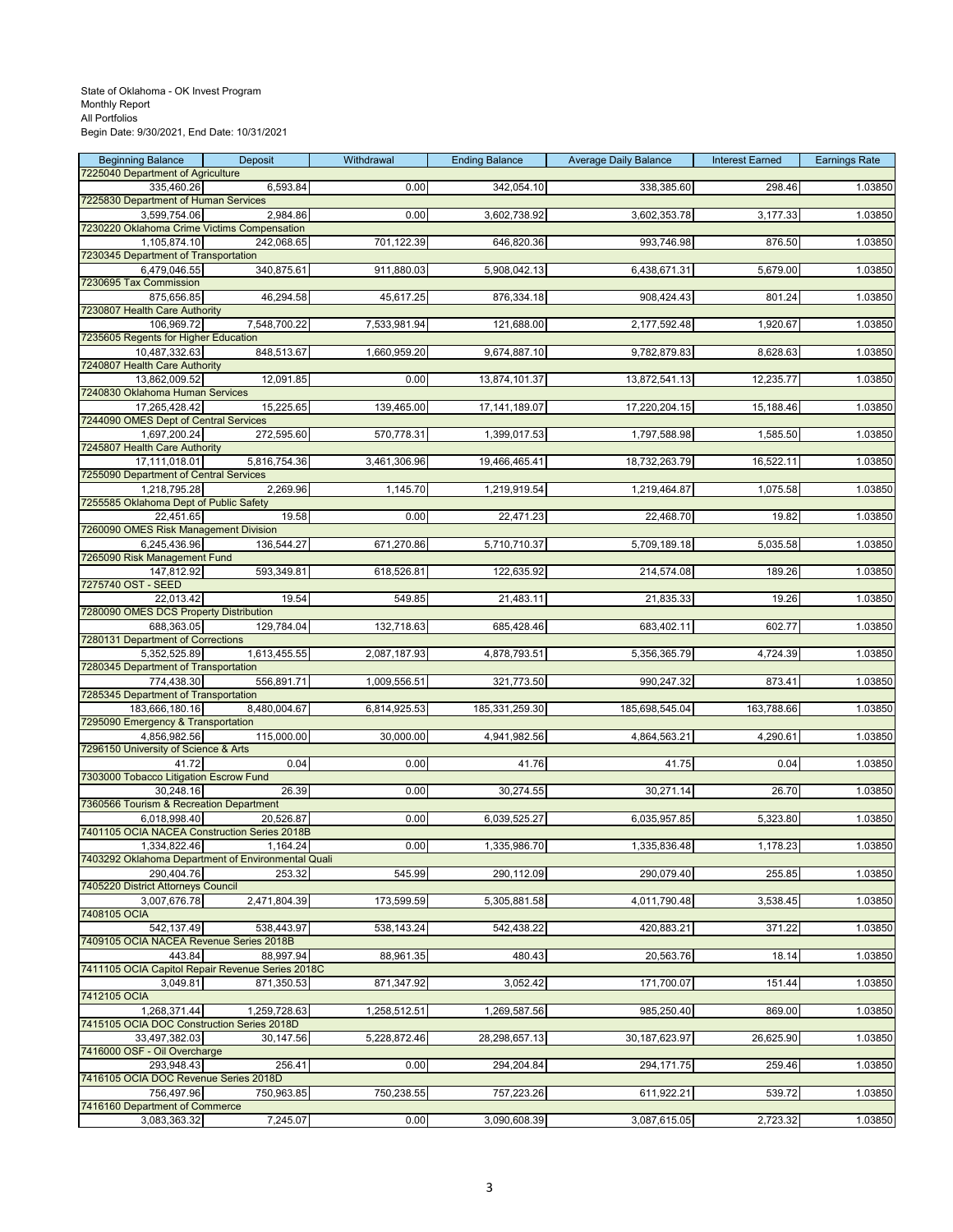State of Oklahoma - OK Invest Program
Monthly Report
All Portfolios
Begin Date: 9/30/2021, End Date: 10/31/2021

| Beginning Balance | Deposit | Withdrawal | Ending Balance | Average Daily Balance | Interest Earned | Earnings Rate |
|---|---|---|---|---|---|---|
| 7225040 Department of Agriculture | | | | | | |
| 335,460.26 | 6,593.84 | 0.00 | 342,054.10 | 338,385.60 | 298.46 | 1.03850 |
| 7225830 Department of Human Services | | | | | | |
| 3,599,754.06 | 2,984.86 | 0.00 | 3,602,738.92 | 3,602,353.78 | 3,177.33 | 1.03850 |
| 7230220 Oklahoma Crime Victims Compensation | | | | | | |
| 1,105,874.10 | 242,068.65 | 701,122.39 | 646,820.36 | 993,746.98 | 876.50 | 1.03850 |
| 7230345 Department of Transportation | | | | | | |
| 6,479,046.55 | 340,875.61 | 911,880.03 | 5,908,042.13 | 6,438,671.31 | 5,679.00 | 1.03850 |
| 7230695 Tax Commission | | | | | | |
| 875,656.85 | 46,294.58 | 45,617.25 | 876,334.18 | 908,424.43 | 801.24 | 1.03850 |
| 7230807 Health Care Authority | | | | | | |
| 106,969.72 | 7,548,700.22 | 7,533,981.94 | 121,688.00 | 2,177,592.48 | 1,920.67 | 1.03850 |
| 7235605 Regents for Higher Education | | | | | | |
| 10,487,332.63 | 848,513.67 | 1,660,959.20 | 9,674,887.10 | 9,782,879.83 | 8,628.63 | 1.03850 |
| 7240807 Health Care Authority | | | | | | |
| 13,862,009.52 | 12,091.85 | 0.00 | 13,874,101.37 | 13,872,541.13 | 12,235.77 | 1.03850 |
| 7240830 Oklahoma Human Services | | | | | | |
| 17,265,428.42 | 15,225.65 | 139,465.00 | 17,141,189.07 | 17,220,204.15 | 15,188.46 | 1.03850 |
| 7244090 OMES Dept of Central Services | | | | | | |
| 1,697,200.24 | 272,595.60 | 570,778.31 | 1,399,017.53 | 1,797,588.98 | 1,585.50 | 1.03850 |
| 7245807 Health Care Authority | | | | | | |
| 17,111,018.01 | 5,816,754.36 | 3,461,306.96 | 19,466,465.41 | 18,732,263.79 | 16,522.11 | 1.03850 |
| 7255090 Department of Central Services | | | | | | |
| 1,218,795.28 | 2,269.96 | 1,145.70 | 1,219,919.54 | 1,219,464.87 | 1,075.58 | 1.03850 |
| 7255585 Oklahoma Dept of Public Safety | | | | | | |
| 22,451.65 | 19.58 | 0.00 | 22,471.23 | 22,468.70 | 19.82 | 1.03850 |
| 7260090 OMES Risk Management Division | | | | | | |
| 6,245,436.96 | 136,544.27 | 671,270.86 | 5,710,710.37 | 5,709,189.18 | 5,035.58 | 1.03850 |
| 7265090 Risk Management Fund | | | | | | |
| 147,812.92 | 593,349.81 | 618,526.81 | 122,635.92 | 214,574.08 | 189.26 | 1.03850 |
| 7275740 OST - SEED | | | | | | |
| 22,013.42 | 19.54 | 549.85 | 21,483.11 | 21,835.33 | 19.26 | 1.03850 |
| 7280090 OMES DCS Property Distribution | | | | | | |
| 688,363.05 | 129,784.04 | 132,718.63 | 685,428.46 | 683,402.11 | 602.77 | 1.03850 |
| 7280131 Department of Corrections | | | | | | |
| 5,352,525.89 | 1,613,455.55 | 2,087,187.93 | 4,878,793.51 | 5,356,365.79 | 4,724.39 | 1.03850 |
| 7280345 Department of Transportation | | | | | | |
| 774,438.30 | 556,891.71 | 1,009,556.51 | 321,773.50 | 990,247.32 | 873.41 | 1.03850 |
| 7285345 Department of Transportation | | | | | | |
| 183,666,180.16 | 8,480,004.67 | 6,814,925.53 | 185,331,259.30 | 185,698,545.04 | 163,788.66 | 1.03850 |
| 7295090 Emergency & Transportation | | | | | | |
| 4,856,982.56 | 115,000.00 | 30,000.00 | 4,941,982.56 | 4,864,563.21 | 4,290.61 | 1.03850 |
| 7296150 University of Science & Arts | | | | | | |
| 41.72 | 0.04 | 0.00 | 41.76 | 41.75 | 0.04 | 1.03850 |
| 7303000 Tobacco Litigation Escrow Fund | | | | | | |
| 30,248.16 | 26.39 | 0.00 | 30,274.55 | 30,271.14 | 26.70 | 1.03850 |
| 7360566 Tourism & Recreation Department | | | | | | |
| 6,018,998.40 | 20,526.87 | 0.00 | 6,039,525.27 | 6,035,957.85 | 5,323.80 | 1.03850 |
| 7401105 OCIA NACEA Construction Series 2018B | | | | | | |
| 1,334,822.46 | 1,164.24 | 0.00 | 1,335,986.70 | 1,335,836.48 | 1,178.23 | 1.03850 |
| 7403292 Oklahoma Department of Environmental Quali | | | | | | |
| 290,404.76 | 253.32 | 545.99 | 290,112.09 | 290,079.40 | 255.85 | 1.03850 |
| 7405220 District Attorneys Council | | | | | | |
| 3,007,676.78 | 2,471,804.39 | 173,599.59 | 5,305,881.58 | 4,011,790.48 | 3,538.45 | 1.03850 |
| 7408105 OCIA | | | | | | |
| 542,137.49 | 538,443.97 | 538,143.24 | 542,438.22 | 420,883.21 | 371.22 | 1.03850 |
| 7409105 OCIA NACEA Revenue Series 2018B | | | | | | |
| 443.84 | 88,997.94 | 88,961.35 | 480.43 | 20,563.76 | 18.14 | 1.03850 |
| 7411105 OCIA Capitol Repair Revenue Series 2018C | | | | | | |
| 3,049.81 | 871,350.53 | 871,347.92 | 3,052.42 | 171,700.07 | 151.44 | 1.03850 |
| 7412105 OCIA | | | | | | |
| 1,268,371.44 | 1,259,728.63 | 1,258,512.51 | 1,269,587.56 | 985,250.40 | 869.00 | 1.03850 |
| 7415105 OCIA DOC Construction Series 2018D | | | | | | |
| 33,497,382.03 | 30,147.56 | 5,228,872.46 | 28,298,657.13 | 30,187,623.97 | 26,625.90 | 1.03850 |
| 7416000 OSF - Oil Overcharge | | | | | | |
| 293,948.43 | 256.41 | 0.00 | 294,204.84 | 294,171.75 | 259.46 | 1.03850 |
| 7416105 OCIA DOC Revenue Series 2018D | | | | | | |
| 756,497.96 | 750,963.85 | 750,238.55 | 757,223.26 | 611,922.21 | 539.72 | 1.03850 |
| 7416160 Department of Commerce | | | | | | |
| 3,083,363.32 | 7,245.07 | 0.00 | 3,090,608.39 | 3,087,615.05 | 2,723.32 | 1.03850 |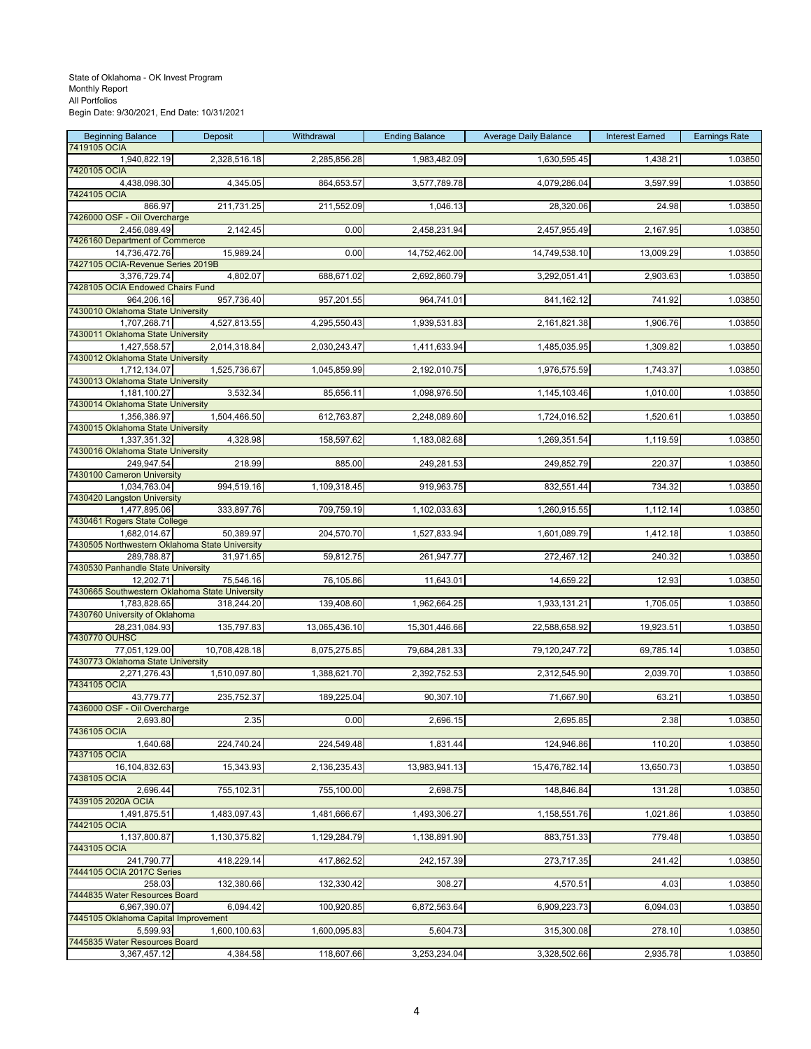State of Oklahoma - OK Invest Program
Monthly Report
All Portfolios
Begin Date: 9/30/2021, End Date: 10/31/2021

| Beginning Balance | Deposit | Withdrawal | Ending Balance | Average Daily Balance | Interest Earned | Earnings Rate |
|---|---|---|---|---|---|---|
| 7419105 OCIA | | | | | | |
| 1,940,822.19 | 2,328,516.18 | 2,285,856.28 | 1,983,482.09 | 1,630,595.45 | 1,438.21 | 1.03850 |
| 7420105 OCIA | | | | | | |
| 4,438,098.30 | 4,345.05 | 864,653.57 | 3,577,789.78 | 4,079,286.04 | 3,597.99 | 1.03850 |
| 7424105 OCIA | | | | | | |
| 866.97 | 211,731.25 | 211,552.09 | 1,046.13 | 28,320.06 | 24.98 | 1.03850 |
| 7426000 OSF - Oil Overcharge | | | | | | |
| 2,456,089.49 | 2,142.45 | 0.00 | 2,458,231.94 | 2,457,955.49 | 2,167.95 | 1.03850 |
| 7426160 Department of Commerce | | | | | | |
| 14,736,472.76 | 15,989.24 | 0.00 | 14,752,462.00 | 14,749,538.10 | 13,009.29 | 1.03850 |
| 7427105 OCIA-Revenue Series 2019B | | | | | | |
| 3,376,729.74 | 4,802.07 | 688,671.02 | 2,692,860.79 | 3,292,051.41 | 2,903.63 | 1.03850 |
| 7428105 OCIA Endowed Chairs Fund | | | | | | |
| 964,206.16 | 957,736.40 | 957,201.55 | 964,741.01 | 841,162.12 | 741.92 | 1.03850 |
| 7430010 Oklahoma State University | | | | | | |
| 1,707,268.71 | 4,527,813.55 | 4,295,550.43 | 1,939,531.83 | 2,161,821.38 | 1,906.76 | 1.03850 |
| 7430011 Oklahoma State University | | | | | | |
| 1,427,558.57 | 2,014,318.84 | 2,030,243.47 | 1,411,633.94 | 1,485,035.95 | 1,309.82 | 1.03850 |
| 7430012 Oklahoma State University | | | | | | |
| 1,712,134.07 | 1,525,736.67 | 1,045,859.99 | 2,192,010.75 | 1,976,575.59 | 1,743.37 | 1.03850 |
| 7430013 Oklahoma State University | | | | | | |
| 1,181,100.27 | 3,532.34 | 85,656.11 | 1,098,976.50 | 1,145,103.46 | 1,010.00 | 1.03850 |
| 7430014 Oklahoma State University | | | | | | |
| 1,356,386.97 | 1,504,466.50 | 612,763.87 | 2,248,089.60 | 1,724,016.52 | 1,520.61 | 1.03850 |
| 7430015 Oklahoma State University | | | | | | |
| 1,337,351.32 | 4,328.98 | 158,597.62 | 1,183,082.68 | 1,269,351.54 | 1,119.59 | 1.03850 |
| 7430016 Oklahoma State University | | | | | | |
| 249,947.54 | 218.99 | 885.00 | 249,281.53 | 249,852.79 | 220.37 | 1.03850 |
| 7430100 Cameron University | | | | | | |
| 1,034,763.04 | 994,519.16 | 1,109,318.45 | 919,963.75 | 832,551.44 | 734.32 | 1.03850 |
| 7430420 Langston University | | | | | | |
| 1,477,895.06 | 333,897.76 | 709,759.19 | 1,102,033.63 | 1,260,915.55 | 1,112.14 | 1.03850 |
| 7430461 Rogers State College | | | | | | |
| 1,682,014.67 | 50,389.97 | 204,570.70 | 1,527,833.94 | 1,601,089.79 | 1,412.18 | 1.03850 |
| 7430505 Northwestern Oklahoma State University | | | | | | |
| 289,788.87 | 31,971.65 | 59,812.75 | 261,947.77 | 272,467.12 | 240.32 | 1.03850 |
| 7430530 Panhandle State University | | | | | | |
| 12,202.71 | 75,546.16 | 76,105.86 | 11,643.01 | 14,659.22 | 12.93 | 1.03850 |
| 7430665 Southwestern Oklahoma State University | | | | | | |
| 1,783,828.65 | 318,244.20 | 139,408.60 | 1,962,664.25 | 1,933,131.21 | 1,705.05 | 1.03850 |
| 7430760 University of Oklahoma | | | | | | |
| 28,231,084.93 | 135,797.83 | 13,065,436.10 | 15,301,446.66 | 22,588,658.92 | 19,923.51 | 1.03850 |
| 7430770 OUHSC | | | | | | |
| 77,051,129.00 | 10,708,428.18 | 8,075,275.85 | 79,684,281.33 | 79,120,247.72 | 69,785.14 | 1.03850 |
| 7430773 Oklahoma State University | | | | | | |
| 2,271,276.43 | 1,510,097.80 | 1,388,621.70 | 2,392,752.53 | 2,312,545.90 | 2,039.70 | 1.03850 |
| 7434105 OCIA | | | | | | |
| 43,779.77 | 235,752.37 | 189,225.04 | 90,307.10 | 71,667.90 | 63.21 | 1.03850 |
| 7436000 OSF - Oil Overcharge | | | | | | |
| 2,693.80 | 2.35 | 0.00 | 2,696.15 | 2,695.85 | 2.38 | 1.03850 |
| 7436105 OCIA | | | | | | |
| 1,640.68 | 224,740.24 | 224,549.48 | 1,831.44 | 124,946.86 | 110.20 | 1.03850 |
| 7437105 OCIA | | | | | | |
| 16,104,832.63 | 15,343.93 | 2,136,235.43 | 13,983,941.13 | 15,476,782.14 | 13,650.73 | 1.03850 |
| 7438105 OCIA | | | | | | |
| 2,696.44 | 755,102.31 | 755,100.00 | 2,698.75 | 148,846.84 | 131.28 | 1.03850 |
| 7439105 2020A OCIA | | | | | | |
| 1,491,875.51 | 1,483,097.43 | 1,481,666.67 | 1,493,306.27 | 1,158,551.76 | 1,021.86 | 1.03850 |
| 7442105 OCIA | | | | | | |
| 1,137,800.87 | 1,130,375.82 | 1,129,284.79 | 1,138,891.90 | 883,751.33 | 779.48 | 1.03850 |
| 7443105 OCIA | | | | | | |
| 241,790.77 | 418,229.14 | 417,862.52 | 242,157.39 | 273,717.35 | 241.42 | 1.03850 |
| 7444105 OCIA 2017C Series | | | | | | |
| 258.03 | 132,380.66 | 132,330.42 | 308.27 | 4,570.51 | 4.03 | 1.03850 |
| 7444835 Water Resources Board | | | | | | |
| 6,967,390.07 | 6,094.42 | 100,920.85 | 6,872,563.64 | 6,909,223.73 | 6,094.03 | 1.03850 |
| 7445105 Oklahoma Capital Improvement | | | | | | |
| 5,599.93 | 1,600,100.63 | 1,600,095.83 | 5,604.73 | 315,300.08 | 278.10 | 1.03850 |
| 7445835 Water Resources Board | | | | | | |
| 3,367,457.12 | 4,384.58 | 118,607.66 | 3,253,234.04 | 3,328,502.66 | 2,935.78 | 1.03850 |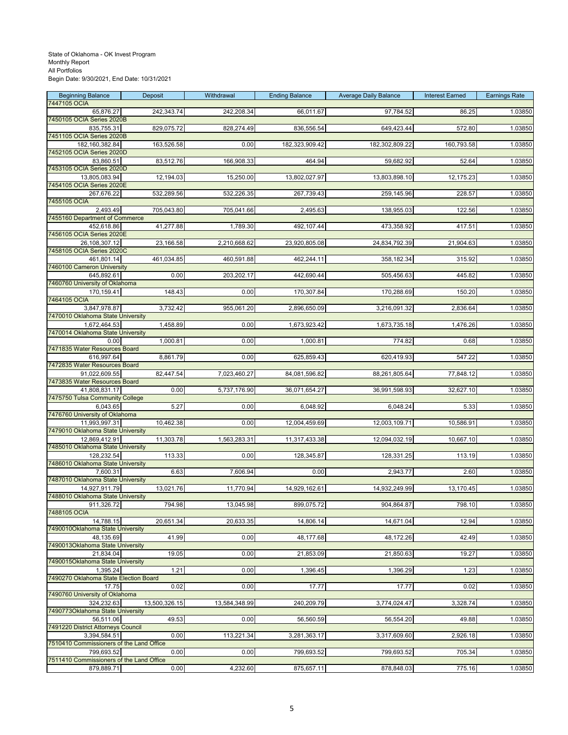State of Oklahoma - OK Invest Program
Monthly Report
All Portfolios
Begin Date: 9/30/2021, End Date: 10/31/2021

| Beginning Balance | Deposit | Withdrawal | Ending Balance | Average Daily Balance | Interest Earned | Earnings Rate |
|---|---|---|---|---|---|---|
| 7447105 OCIA | | | | | | |
| 65,876.27 | 242,343.74 | 242,208.34 | 66,011.67 | 97,784.52 | 86.25 | 1.03850 |
| 7450105 OCIA Series 2020B | | | | | | |
| 835,755.31 | 829,075.72 | 828,274.49 | 836,556.54 | 649,423.44 | 572.80 | 1.03850 |
| 7451105 OCIA Series 2020B | | | | | | |
| 182,160,382.84 | 163,526.58 | 0.00 | 182,323,909.42 | 182,302,809.22 | 160,793.58 | 1.03850 |
| 7452105 OCIA Series 2020D | | | | | | |
| 83,860.51 | 83,512.76 | 166,908.33 | 464.94 | 59,682.92 | 52.64 | 1.03850 |
| 7453105 OCIA Series 2020D | | | | | | |
| 13,805,083.94 | 12,194.03 | 15,250.00 | 13,802,027.97 | 13,803,898.10 | 12,175.23 | 1.03850 |
| 7454105 OCIA Series 2020E | | | | | | |
| 267,676.22 | 532,289.56 | 532,226.35 | 267,739.43 | 259,145.96 | 228.57 | 1.03850 |
| 7455105 OCIA | | | | | | |
| 2,493.49 | 705,043.80 | 705,041.66 | 2,495.63 | 138,955.03 | 122.56 | 1.03850 |
| 7455160 Department of Commerce | | | | | | |
| 452,618.86 | 41,277.88 | 1,789.30 | 492,107.44 | 473,358.92 | 417.51 | 1.03850 |
| 7456105 OCIA Series 2020E | | | | | | |
| 26,108,307.12 | 23,166.58 | 2,210,668.62 | 23,920,805.08 | 24,834,792.39 | 21,904.63 | 1.03850 |
| 7458105 OCIA Series 2020C | | | | | | |
| 461,801.14 | 461,034.85 | 460,591.88 | 462,244.11 | 358,182.34 | 315.92 | 1.03850 |
| 7460100 Cameron University | | | | | | |
| 645,892.61 | 0.00 | 203,202.17 | 442,690.44 | 505,456.63 | 445.82 | 1.03850 |
| 7460760 University of Oklahoma | | | | | | |
| 170,159.41 | 148.43 | 0.00 | 170,307.84 | 170,288.69 | 150.20 | 1.03850 |
| 7464105 OCIA | | | | | | |
| 3,847,978.87 | 3,732.42 | 955,061.20 | 2,896,650.09 | 3,216,091.32 | 2,836.64 | 1.03850 |
| 7470010 Oklahoma State University | | | | | | |
| 1,672,464.53 | 1,458.89 | 0.00 | 1,673,923.42 | 1,673,735.18 | 1,476.26 | 1.03850 |
| 7470014 Oklahoma State University | | | | | | |
| 0.00 | 1,000.81 | 0.00 | 1,000.81 | 774.82 | 0.68 | 1.03850 |
| 7471835 Water Resources Board | | | | | | |
| 616,997.64 | 8,861.79 | 0.00 | 625,859.43 | 620,419.93 | 547.22 | 1.03850 |
| 7472835 Water Resources Board | | | | | | |
| 91,022,609.55 | 82,447.54 | 7,023,460.27 | 84,081,596.82 | 88,261,805.64 | 77,848.12 | 1.03850 |
| 7473835 Water Resources Board | | | | | | |
| 41,808,831.17 | 0.00 | 5,737,176.90 | 36,071,654.27 | 36,991,598.93 | 32,627.10 | 1.03850 |
| 7475750 Tulsa Community College | | | | | | |
| 6,043.65 | 5.27 | 0.00 | 6,048.92 | 6,048.24 | 5.33 | 1.03850 |
| 7476760 University of Oklahoma | | | | | | |
| 11,993,997.31 | 10,462.38 | 0.00 | 12,004,459.69 | 12,003,109.71 | 10,586.91 | 1.03850 |
| 7479010 Oklahoma State University | | | | | | |
| 12,869,412.91 | 11,303.78 | 1,563,283.31 | 11,317,433.38 | 12,094,032.19 | 10,667.10 | 1.03850 |
| 7485010 Oklahoma State University | | | | | | |
| 128,232.54 | 113.33 | 0.00 | 128,345.87 | 128,331.25 | 113.19 | 1.03850 |
| 7486010 Oklahoma State University | | | | | | |
| 7,600.31 | 6.63 | 7,606.94 | 0.00 | 2,943.77 | 2.60 | 1.03850 |
| 7487010 Oklahoma State University | | | | | | |
| 14,927,911.79 | 13,021.76 | 11,770.94 | 14,929,162.61 | 14,932,249.99 | 13,170.45 | 1.03850 |
| 7488010 Oklahoma State University | | | | | | |
| 911,326.72 | 794.98 | 13,045.98 | 899,075.72 | 904,864.87 | 798.10 | 1.03850 |
| 7488105 OCIA | | | | | | |
| 14,788.15 | 20,651.34 | 20,633.35 | 14,806.14 | 14,671.04 | 12.94 | 1.03850 |
| 7490010Oklahoma State University | | | | | | |
| 48,135.69 | 41.99 | 0.00 | 48,177.68 | 48,172.26 | 42.49 | 1.03850 |
| 7490013Oklahoma State University | | | | | | |
| 21,834.04 | 19.05 | 0.00 | 21,853.09 | 21,850.63 | 19.27 | 1.03850 |
| 7490015Oklahoma State University | | | | | | |
| 1,395.24 | 1.21 | 0.00 | 1,396.45 | 1,396.29 | 1.23 | 1.03850 |
| 7490270 Oklahoma State Election Board | | | | | | |
| 17.75 | 0.02 | 0.00 | 17.77 | 17.77 | 0.02 | 1.03850 |
| 7490760 University of Oklahoma | | | | | | |
| 324,232.63 | 13,500,326.15 | 13,584,348.99 | 240,209.79 | 3,774,024.47 | 3,328.74 | 1.03850 |
| 7490773Oklahoma State University | | | | | | |
| 56,511.06 | 49.53 | 0.00 | 56,560.59 | 56,554.20 | 49.88 | 1.03850 |
| 7491220 District Attorneys Council | | | | | | |
| 3,394,584.51 | 0.00 | 113,221.34 | 3,281,363.17 | 3,317,609.60 | 2,926.18 | 1.03850 |
| 7510410 Commissioners of the Land Office | | | | | | |
| 799,693.52 | 0.00 | 0.00 | 799,693.52 | 799,693.52 | 705.34 | 1.03850 |
| 7511410 Commissioners of the Land Office | | | | | | |
| 879,889.71 | 0.00 | 4,232.60 | 875,657.11 | 878,848.03 | 775.16 | 1.03850 |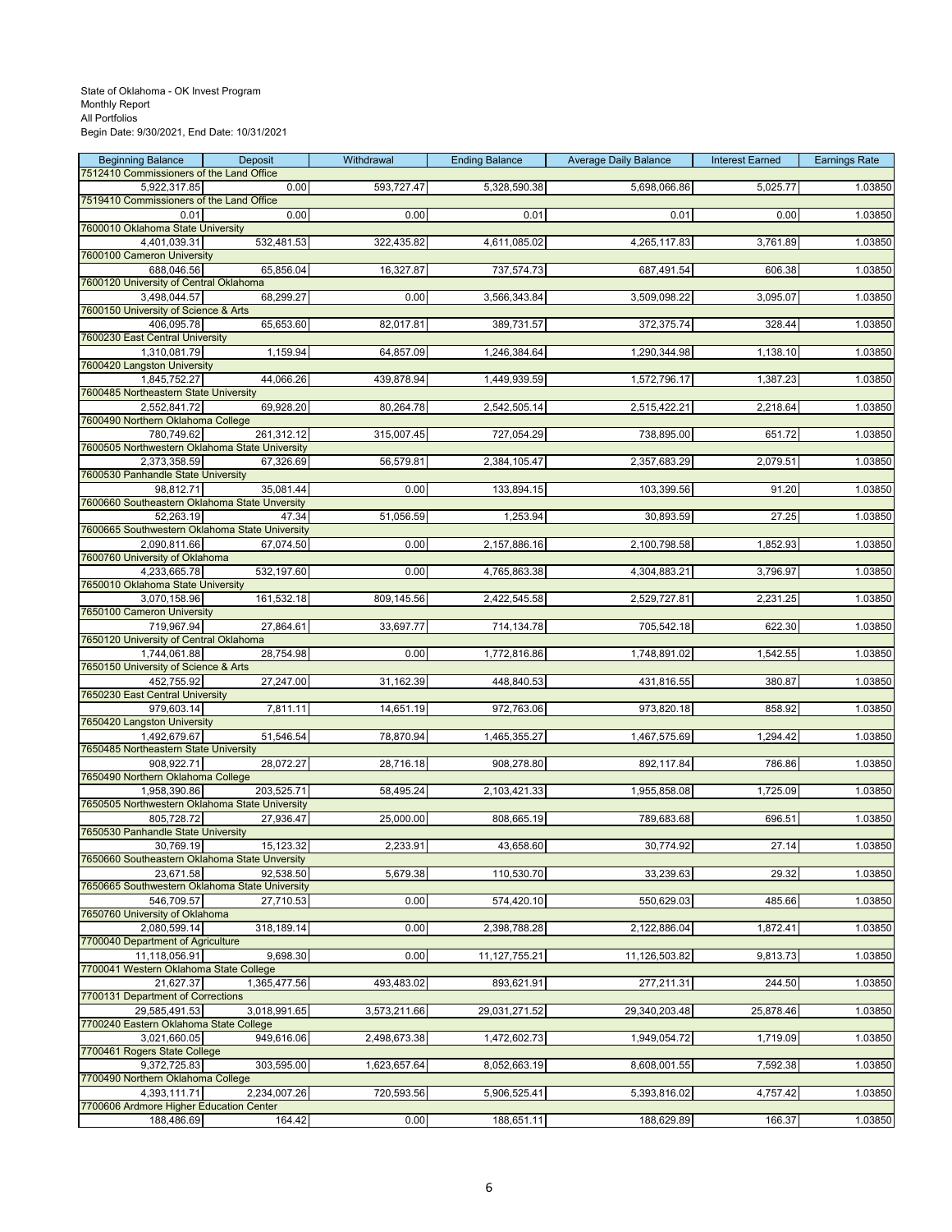State of Oklahoma - OK Invest Program
Monthly Report
All Portfolios
Begin Date: 9/30/2021, End Date: 10/31/2021

| Beginning Balance | Deposit | Withdrawal | Ending Balance | Average Daily Balance | Interest Earned | Earnings Rate |
|---|---|---|---|---|---|---|
| 7512410 Commissioners of the Land Office | | | | | | |
| 5,922,317.85 | 0.00 | 593,727.47 | 5,328,590.38 | 5,698,066.86 | 5,025.77 | 1.03850 |
| 7519410 Commissioners of the Land Office | | | | | | |
| 0.01 | 0.00 | 0.00 | 0.01 | 0.01 | 0.00 | 1.03850 |
| 7600010 Oklahoma State University | | | | | | |
| 4,401,039.31 | 532,481.53 | 322,435.82 | 4,611,085.02 | 4,265,117.83 | 3,761.89 | 1.03850 |
| 7600100 Cameron University | | | | | | |
| 688,046.56 | 65,856.04 | 16,327.87 | 737,574.73 | 687,491.54 | 606.38 | 1.03850 |
| 7600120 University of Central Oklahoma | | | | | | |
| 3,498,044.57 | 68,299.27 | 0.00 | 3,566,343.84 | 3,509,098.22 | 3,095.07 | 1.03850 |
| 7600150 University of Science & Arts | | | | | | |
| 406,095.78 | 65,653.60 | 82,017.81 | 389,731.57 | 372,375.74 | 328.44 | 1.03850 |
| 7600230 East Central University | | | | | | |
| 1,310,081.79 | 1,159.94 | 64,857.09 | 1,246,384.64 | 1,290,344.98 | 1,138.10 | 1.03850 |
| 7600420 Langston University | | | | | | |
| 1,845,752.27 | 44,066.26 | 439,878.94 | 1,449,939.59 | 1,572,796.17 | 1,387.23 | 1.03850 |
| 7600485 Northeastern State University | | | | | | |
| 2,552,841.72 | 69,928.20 | 80,264.78 | 2,542,505.14 | 2,515,422.21 | 2,218.64 | 1.03850 |
| 7600490 Northern Oklahoma College | | | | | | |
| 780,749.62 | 261,312.12 | 315,007.45 | 727,054.29 | 738,895.00 | 651.72 | 1.03850 |
| 7600505 Northwestern Oklahoma State University | | | | | | |
| 2,373,358.59 | 67,326.69 | 56,579.81 | 2,384,105.47 | 2,357,683.29 | 2,079.51 | 1.03850 |
| 7600530 Panhandle State University | | | | | | |
| 98,812.71 | 35,081.44 | 0.00 | 133,894.15 | 103,399.56 | 91.20 | 1.03850 |
| 7600660 Southeastern Oklahoma State Unversity | | | | | | |
| 52,263.19 | 47.34 | 51,056.59 | 1,253.94 | 30,893.59 | 27.25 | 1.03850 |
| 7600665 Southwestern Oklahoma State University | | | | | | |
| 2,090,811.66 | 67,074.50 | 0.00 | 2,157,886.16 | 2,100,798.58 | 1,852.93 | 1.03850 |
| 7600760 University of Oklahoma | | | | | | |
| 4,233,665.78 | 532,197.60 | 0.00 | 4,765,863.38 | 4,304,883.21 | 3,796.97 | 1.03850 |
| 7650010 Oklahoma State University | | | | | | |
| 3,070,158.96 | 161,532.18 | 809,145.56 | 2,422,545.58 | 2,529,727.81 | 2,231.25 | 1.03850 |
| 7650100 Cameron University | | | | | | |
| 719,967.94 | 27,864.61 | 33,697.77 | 714,134.78 | 705,542.18 | 622.30 | 1.03850 |
| 7650120 University of Central Oklahoma | | | | | | |
| 1,744,061.88 | 28,754.98 | 0.00 | 1,772,816.86 | 1,748,891.02 | 1,542.55 | 1.03850 |
| 7650150 University of Science & Arts | | | | | | |
| 452,755.92 | 27,247.00 | 31,162.39 | 448,840.53 | 431,816.55 | 380.87 | 1.03850 |
| 7650230 East Central University | | | | | | |
| 979,603.14 | 7,811.11 | 14,651.19 | 972,763.06 | 973,820.18 | 858.92 | 1.03850 |
| 7650420 Langston University | | | | | | |
| 1,492,679.67 | 51,546.54 | 78,870.94 | 1,465,355.27 | 1,467,575.69 | 1,294.42 | 1.03850 |
| 7650485 Northeastern State University | | | | | | |
| 908,922.71 | 28,072.27 | 28,716.18 | 908,278.80 | 892,117.84 | 786.86 | 1.03850 |
| 7650490 Northern Oklahoma College | | | | | | |
| 1,958,390.86 | 203,525.71 | 58,495.24 | 2,103,421.33 | 1,955,858.08 | 1,725.09 | 1.03850 |
| 7650505 Northwestern Oklahoma State University | | | | | | |
| 805,728.72 | 27,936.47 | 25,000.00 | 808,665.19 | 789,683.68 | 696.51 | 1.03850 |
| 7650530 Panhandle State University | | | | | | |
| 30,769.19 | 15,123.32 | 2,233.91 | 43,658.60 | 30,774.92 | 27.14 | 1.03850 |
| 7650660 Southeastern Oklahoma State Unversity | | | | | | |
| 23,671.58 | 92,538.50 | 5,679.38 | 110,530.70 | 33,239.63 | 29.32 | 1.03850 |
| 7650665 Southwestern Oklahoma State University | | | | | | |
| 546,709.57 | 27,710.53 | 0.00 | 574,420.10 | 550,629.03 | 485.66 | 1.03850 |
| 7650760 University of Oklahoma | | | | | | |
| 2,080,599.14 | 318,189.14 | 0.00 | 2,398,788.28 | 2,122,886.04 | 1,872.41 | 1.03850 |
| 7700040 Department of Agriculture | | | | | | |
| 11,118,056.91 | 9,698.30 | 0.00 | 11,127,755.21 | 11,126,503.82 | 9,813.73 | 1.03850 |
| 7700041 Western Oklahoma State College | | | | | | |
| 21,627.37 | 1,365,477.56 | 493,483.02 | 893,621.91 | 277,211.31 | 244.50 | 1.03850 |
| 7700131 Department of Corrections | | | | | | |
| 29,585,491.53 | 3,018,991.65 | 3,573,211.66 | 29,031,271.52 | 29,340,203.48 | 25,878.46 | 1.03850 |
| 7700240 Eastern Oklahoma State College | | | | | | |
| 3,021,660.05 | 949,616.06 | 2,498,673.38 | 1,472,602.73 | 1,949,054.72 | 1,719.09 | 1.03850 |
| 7700461 Rogers State College | | | | | | |
| 9,372,725.83 | 303,595.00 | 1,623,657.64 | 8,052,663.19 | 8,608,001.55 | 7,592.38 | 1.03850 |
| 7700490 Northern Oklahoma College | | | | | | |
| 4,393,111.71 | 2,234,007.26 | 720,593.56 | 5,906,525.41 | 5,393,816.02 | 4,757.42 | 1.03850 |
| 7700606 Ardmore Higher Education Center | | | | | | |
| 188,486.69 | 164.42 | 0.00 | 188,651.11 | 188,629.89 | 166.37 | 1.03850 |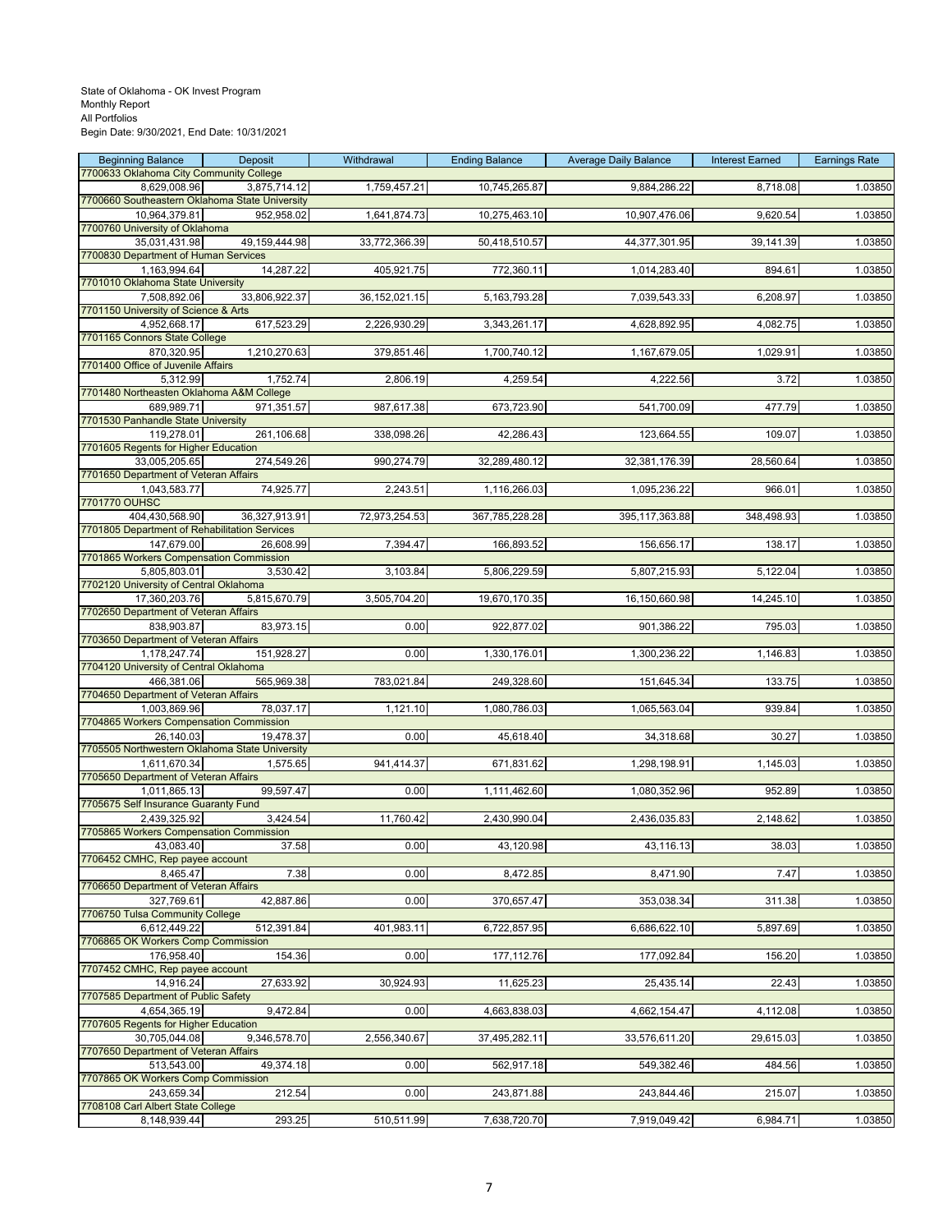State of Oklahoma - OK Invest Program
Monthly Report
All Portfolios
Begin Date: 9/30/2021, End Date: 10/31/2021

| Beginning Balance | Deposit | Withdrawal | Ending Balance | Average Daily Balance | Interest Earned | Earnings Rate |
|---|---|---|---|---|---|---|
| 7700633 Oklahoma City Community College | | | | | | |
| 8,629,008.96 | 3,875,714.12 | 1,759,457.21 | 10,745,265.87 | 9,884,286.22 | 8,718.08 | 1.03850 |
| 7700660 Southeastern Oklahoma State University | | | | | | |
| 10,964,379.81 | 952,958.02 | 1,641,874.73 | 10,275,463.10 | 10,907,476.06 | 9,620.54 | 1.03850 |
| 7700760 University of Oklahoma | | | | | | |
| 35,031,431.98 | 49,159,444.98 | 33,772,366.39 | 50,418,510.57 | 44,377,301.95 | 39,141.39 | 1.03850 |
| 7700830 Department of Human Services | | | | | | |
| 1,163,994.64 | 14,287.22 | 405,921.75 | 772,360.11 | 1,014,283.40 | 894.61 | 1.03850 |
| 7701010 Oklahoma State University | | | | | | |
| 7,508,892.06 | 33,806,922.37 | 36,152,021.15 | 5,163,793.28 | 7,039,543.33 | 6,208.97 | 1.03850 |
| 7701150 University of Science & Arts | | | | | | |
| 4,952,668.17 | 617,523.29 | 2,226,930.29 | 3,343,261.17 | 4,628,892.95 | 4,082.75 | 1.03850 |
| 7701165 Connors State College | | | | | | |
| 870,320.95 | 1,210,270.63 | 379,851.46 | 1,700,740.12 | 1,167,679.05 | 1,029.91 | 1.03850 |
| 7701400 Office of Juvenile Affairs | | | | | | |
| 5,312.99 | 1,752.74 | 2,806.19 | 4,259.54 | 4,222.56 | 3.72 | 1.03850 |
| 7701480 Northeasten Oklahoma A&M College | | | | | | |
| 689,989.71 | 971,351.57 | 987,617.38 | 673,723.90 | 541,700.09 | 477.79 | 1.03850 |
| 7701530 Panhandle State University | | | | | | |
| 119,278.01 | 261,106.68 | 338,098.26 | 42,286.43 | 123,664.55 | 109.07 | 1.03850 |
| 7701605 Regents for Higher Education | | | | | | |
| 33,005,205.65 | 274,549.26 | 990,274.79 | 32,289,480.12 | 32,381,176.39 | 28,560.64 | 1.03850 |
| 7701650 Department of Veteran Affairs | | | | | | |
| 1,043,583.77 | 74,925.77 | 2,243.51 | 1,116,266.03 | 1,095,236.22 | 966.01 | 1.03850 |
| 7701770 OUHSC | | | | | | |
| 404,430,568.90 | 36,327,913.91 | 72,973,254.53 | 367,785,228.28 | 395,117,363.88 | 348,498.93 | 1.03850 |
| 7701805 Department of Rehabilitation Services | | | | | | |
| 147,679.00 | 26,608.99 | 7,394.47 | 166,893.52 | 156,656.17 | 138.17 | 1.03850 |
| 7701865 Workers Compensation Commission | | | | | | |
| 5,805,803.01 | 3,530.42 | 3,103.84 | 5,806,229.59 | 5,807,215.93 | 5,122.04 | 1.03850 |
| 7702120 University of Central Oklahoma | | | | | | |
| 17,360,203.76 | 5,815,670.79 | 3,505,704.20 | 19,670,170.35 | 16,150,660.98 | 14,245.10 | 1.03850 |
| 7702650 Department of Veteran Affairs | | | | | | |
| 838,903.87 | 83,973.15 | 0.00 | 922,877.02 | 901,386.22 | 795.03 | 1.03850 |
| 7703650 Department of Veteran Affairs | | | | | | |
| 1,178,247.74 | 151,928.27 | 0.00 | 1,330,176.01 | 1,300,236.22 | 1,146.83 | 1.03850 |
| 7704120 University of Central Oklahoma | | | | | | |
| 466,381.06 | 565,969.38 | 783,021.84 | 249,328.60 | 151,645.34 | 133.75 | 1.03850 |
| 7704650 Department of Veteran Affairs | | | | | | |
| 1,003,869.96 | 78,037.17 | 1,121.10 | 1,080,786.03 | 1,065,563.04 | 939.84 | 1.03850 |
| 7704865 Workers Compensation Commission | | | | | | |
| 26,140.03 | 19,478.37 | 0.00 | 45,618.40 | 34,318.68 | 30.27 | 1.03850 |
| 7705505 Northwestern Oklahoma State University | | | | | | |
| 1,611,670.34 | 1,575.65 | 941,414.37 | 671,831.62 | 1,298,198.91 | 1,145.03 | 1.03850 |
| 7705650 Department of Veteran Affairs | | | | | | |
| 1,011,865.13 | 99,597.47 | 0.00 | 1,111,462.60 | 1,080,352.96 | 952.89 | 1.03850 |
| 7705675 Self Insurance Guaranty Fund | | | | | | |
| 2,439,325.92 | 3,424.54 | 11,760.42 | 2,430,990.04 | 2,436,035.83 | 2,148.62 | 1.03850 |
| 7705865 Workers Compensation Commission | | | | | | |
| 43,083.40 | 37.58 | 0.00 | 43,120.98 | 43,116.13 | 38.03 | 1.03850 |
| 7706452 CMHC, Rep payee account | | | | | | |
| 8,465.47 | 7.38 | 0.00 | 8,472.85 | 8,471.90 | 7.47 | 1.03850 |
| 7706650 Department of Veteran Affairs | | | | | | |
| 327,769.61 | 42,887.86 | 0.00 | 370,657.47 | 353,038.34 | 311.38 | 1.03850 |
| 7706750 Tulsa Community College | | | | | | |
| 6,612,449.22 | 512,391.84 | 401,983.11 | 6,722,857.95 | 6,686,622.10 | 5,897.69 | 1.03850 |
| 7706865 OK Workers Comp Commission | | | | | | |
| 176,958.40 | 154.36 | 0.00 | 177,112.76 | 177,092.84 | 156.20 | 1.03850 |
| 7707452 CMHC, Rep payee account | | | | | | |
| 14,916.24 | 27,633.92 | 30,924.93 | 11,625.23 | 25,435.14 | 22.43 | 1.03850 |
| 7707585 Department of Public Safety | | | | | | |
| 4,654,365.19 | 9,472.84 | 0.00 | 4,663,838.03 | 4,662,154.47 | 4,112.08 | 1.03850 |
| 7707605 Regents for Higher Education | | | | | | |
| 30,705,044.08 | 9,346,578.70 | 2,556,340.67 | 37,495,282.11 | 33,576,611.20 | 29,615.03 | 1.03850 |
| 7707650 Department of Veteran Affairs | | | | | | |
| 513,543.00 | 49,374.18 | 0.00 | 562,917.18 | 549,382.46 | 484.56 | 1.03850 |
| 7707865 OK Workers Comp Commission | | | | | | |
| 243,659.34 | 212.54 | 0.00 | 243,871.88 | 243,844.46 | 215.07 | 1.03850 |
| 7708108 Carl Albert State College | | | | | | |
| 8,148,939.44 | 293.25 | 510,511.99 | 7,638,720.70 | 7,919,049.42 | 6,984.71 | 1.03850 |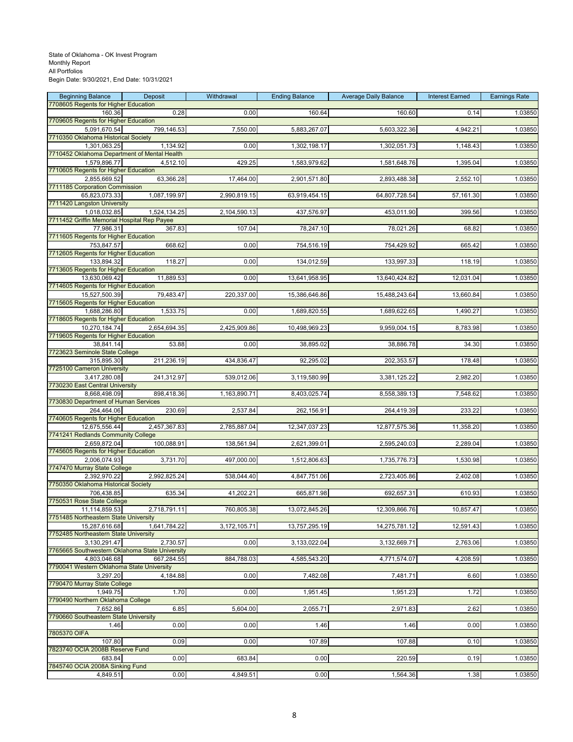State of Oklahoma - OK Invest Program
Monthly Report
All Portfolios
Begin Date: 9/30/2021, End Date: 10/31/2021

| Beginning Balance | Deposit | Withdrawal | Ending Balance | Average Daily Balance | Interest Earned | Earnings Rate |
|---|---|---|---|---|---|---|
| 7708605 Regents for Higher Education | | | | | | |
| 160.36 | 0.28 | 0.00 | 160.64 | 160.60 | 0.14 | 1.03850 |
| 7709605 Regents for Higher Education | | | | | | |
| 5,091,670.54 | 799,146.53 | 7,550.00 | 5,883,267.07 | 5,603,322.36 | 4,942.21 | 1.03850 |
| 7710350 Oklahoma Historical Society | | | | | | |
| 1,301,063.25 | 1,134.92 | 0.00 | 1,302,198.17 | 1,302,051.73 | 1,148.43 | 1.03850 |
| 7710452 Oklahoma Department of Mental Health | | | | | | |
| 1,579,896.77 | 4,512.10 | 429.25 | 1,583,979.62 | 1,581,648.76 | 1,395.04 | 1.03850 |
| 7710605 Regents for Higher Education | | | | | | |
| 2,855,669.52 | 63,366.28 | 17,464.00 | 2,901,571.80 | 2,893,488.38 | 2,552.10 | 1.03850 |
| 7711185 Corporation Commission | | | | | | |
| 65,823,073.33 | 1,087,199.97 | 2,990,819.15 | 63,919,454.15 | 64,807,728.54 | 57,161.30 | 1.03850 |
| 7711420 Langston University | | | | | | |
| 1,018,032.85 | 1,524,134.25 | 2,104,590.13 | 437,576.97 | 453,011.90 | 399.56 | 1.03850 |
| 7711452 Griffin Memorial Hospital Rep Payee | | | | | | |
| 77,986.31 | 367.83 | 107.04 | 78,247.10 | 78,021.26 | 68.82 | 1.03850 |
| 7711605 Regents for Higher Education | | | | | | |
| 753,847.57 | 668.62 | 0.00 | 754,516.19 | 754,429.92 | 665.42 | 1.03850 |
| 7712605 Regents for Higher Education | | | | | | |
| 133,894.32 | 118.27 | 0.00 | 134,012.59 | 133,997.33 | 118.19 | 1.03850 |
| 7713605 Regents for Higher Education | | | | | | |
| 13,630,069.42 | 11,889.53 | 0.00 | 13,641,958.95 | 13,640,424.82 | 12,031.04 | 1.03850 |
| 7714605 Regents for Higher Education | | | | | | |
| 15,527,500.39 | 79,483.47 | 220,337.00 | 15,386,646.86 | 15,488,243.64 | 13,660.84 | 1.03850 |
| 7715605 Regents for Higher Education | | | | | | |
| 1,688,286.80 | 1,533.75 | 0.00 | 1,689,820.55 | 1,689,622.65 | 1,490.27 | 1.03850 |
| 7718605 Regents for Higher Education | | | | | | |
| 10,270,184.74 | 2,654,694.35 | 2,425,909.86 | 10,498,969.23 | 9,959,004.15 | 8,783.98 | 1.03850 |
| 7719605 Regents for Higher Education | | | | | | |
| 38,841.14 | 53.88 | 0.00 | 38,895.02 | 38,886.78 | 34.30 | 1.03850 |
| 7723623 Seminole State College | | | | | | |
| 315,895.30 | 211,236.19 | 434,836.47 | 92,295.02 | 202,353.57 | 178.48 | 1.03850 |
| 7725100 Cameron University | | | | | | |
| 3,417,280.08 | 241,312.97 | 539,012.06 | 3,119,580.99 | 3,381,125.22 | 2,982.20 | 1.03850 |
| 7730230 East Central University | | | | | | |
| 8,668,498.09 | 898,418.36 | 1,163,890.71 | 8,403,025.74 | 8,558,389.13 | 7,548.62 | 1.03850 |
| 7730830 Department of Human Services | | | | | | |
| 264,464.06 | 230.69 | 2,537.84 | 262,156.91 | 264,419.39 | 233.22 | 1.03850 |
| 7740605 Regents for Higher Education | | | | | | |
| 12,675,556.44 | 2,457,367.83 | 2,785,887.04 | 12,347,037.23 | 12,877,575.36 | 11,358.20 | 1.03850 |
| 7741241 Redlands Community College | | | | | | |
| 2,659,872.04 | 100,088.91 | 138,561.94 | 2,621,399.01 | 2,595,240.03 | 2,289.04 | 1.03850 |
| 7745605 Regents for Higher Education | | | | | | |
| 2,006,074.93 | 3,731.70 | 497,000.00 | 1,512,806.63 | 1,735,776.73 | 1,530.98 | 1.03850 |
| 7747470 Murray State College | | | | | | |
| 2,392,970.22 | 2,992,825.24 | 538,044.40 | 4,847,751.06 | 2,723,405.86 | 2,402.08 | 1.03850 |
| 7750350 Oklahoma Historical Society | | | | | | |
| 706,438.85 | 635.34 | 41,202.21 | 665,871.98 | 692,657.31 | 610.93 | 1.03850 |
| 7750531 Rose State College | | | | | | |
| 11,114,859.53 | 2,718,791.11 | 760,805.38 | 13,072,845.26 | 12,309,866.76 | 10,857.47 | 1.03850 |
| 7751485 Northeastern State University | | | | | | |
| 15,287,616.68 | 1,641,784.22 | 3,172,105.71 | 13,757,295.19 | 14,275,781.12 | 12,591.43 | 1.03850 |
| 7752485 Northeastern State University | | | | | | |
| 3,130,291.47 | 2,730.57 | 0.00 | 3,133,022.04 | 3,132,669.71 | 2,763.06 | 1.03850 |
| 7765665 Southwestern Oklahoma State University | | | | | | |
| 4,803,046.68 | 667,284.55 | 884,788.03 | 4,585,543.20 | 4,771,574.07 | 4,208.59 | 1.03850 |
| 7790041 Western Oklahoma State University | | | | | | |
| 3,297.20 | 4,184.88 | 0.00 | 7,482.08 | 7,481.71 | 6.60 | 1.03850 |
| 7790470 Murray State College | | | | | | |
| 1,949.75 | 1.70 | 0.00 | 1,951.45 | 1,951.23 | 1.72 | 1.03850 |
| 7790490 Northern Oklahoma College | | | | | | |
| 7,652.86 | 6.85 | 5,604.00 | 2,055.71 | 2,971.83 | 2.62 | 1.03850 |
| 7790660 Southeastern State University | | | | | | |
| 1.46 | 0.00 | 0.00 | 1.46 | 1.46 | 0.00 | 1.03850 |
| 7805370 OIFA | | | | | | |
| 107.80 | 0.09 | 0.00 | 107.89 | 107.88 | 0.10 | 1.03850 |
| 7823740 OCIA 2008B Reserve Fund | | | | | | |
| 683.84 | 0.00 | 683.84 | 0.00 | 220.59 | 0.19 | 1.03850 |
| 7845740 OCIA 2008A Sinking Fund | | | | | | |
| 4,849.51 | 0.00 | 4,849.51 | 0.00 | 1,564.36 | 1.38 | 1.03850 |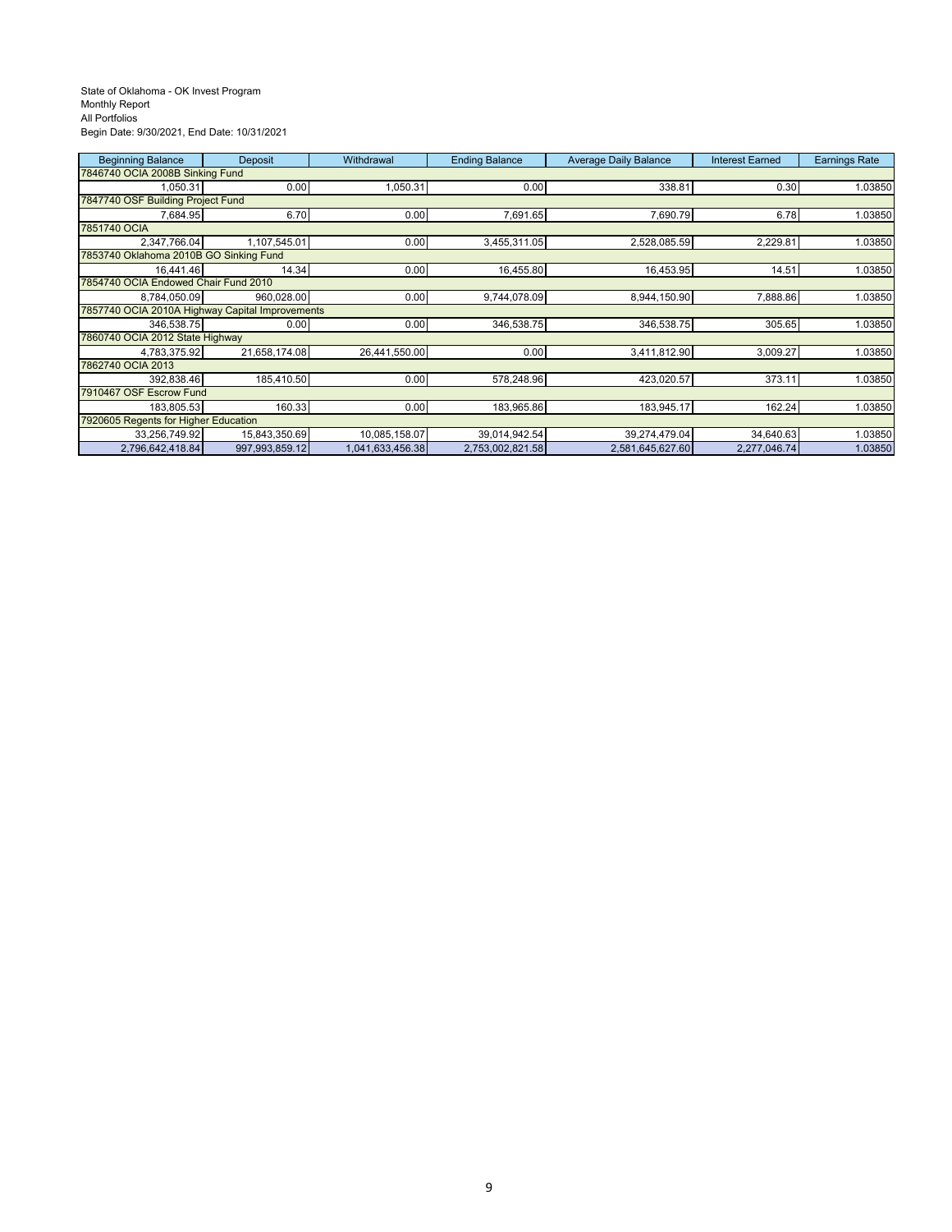State of Oklahoma - OK Invest Program
Monthly Report
All Portfolios
Begin Date: 9/30/2021, End Date: 10/31/2021

| Beginning Balance | Deposit | Withdrawal | Ending Balance | Average Daily Balance | Interest Earned | Earnings Rate |
|---|---|---|---|---|---|---|
| 7846740 OCIA 2008B Sinking Fund | | | | | | |
| 1,050.31 | 0.00 | 1,050.31 | 0.00 | 338.81 | 0.30 | 1.03850 |
| 7847740 OSF Building Project Fund | | | | | | |
| 7,684.95 | 6.70 | 0.00 | 7,691.65 | 7,690.79 | 6.78 | 1.03850 |
| 7851740 OCIA | | | | | | |
| 2,347,766.04 | 1,107,545.01 | 0.00 | 3,455,311.05 | 2,528,085.59 | 2,229.81 | 1.03850 |
| 7853740 Oklahoma 2010B GO Sinking Fund | | | | | | |
| 16,441.46 | 14.34 | 0.00 | 16,455.80 | 16,453.95 | 14.51 | 1.03850 |
| 7854740 OCIA Endowed Chair Fund 2010 | | | | | | |
| 8,784,050.09 | 960,028.00 | 0.00 | 9,744,078.09 | 8,944,150.90 | 7,888.86 | 1.03850 |
| 7857740 OCIA 2010A Highway Capital Improvements | | | | | | |
| 346,538.75 | 0.00 | 0.00 | 346,538.75 | 346,538.75 | 305.65 | 1.03850 |
| 7860740 OCIA 2012 State Highway | | | | | | |
| 4,783,375.92 | 21,658,174.08 | 26,441,550.00 | 0.00 | 3,411,812.90 | 3,009.27 | 1.03850 |
| 7862740 OCIA 2013 | | | | | | |
| 392,838.46 | 185,410.50 | 0.00 | 578,248.96 | 423,020.57 | 373.11 | 1.03850 |
| 7910467 OSF Escrow Fund | | | | | | |
| 183,805.53 | 160.33 | 0.00 | 183,965.86 | 183,945.17 | 162.24 | 1.03850 |
| 7920605 Regents for Higher Education | | | | | | |
| 33,256,749.92 | 15,843,350.69 | 10,085,158.07 | 39,014,942.54 | 39,274,479.04 | 34,640.63 | 1.03850 |
| 2,796,642,418.84 | 997,993,859.12 | 1,041,633,456.38 | 2,753,002,821.58 | 2,581,645,627.60 | 2,277,046.74 | 1.03850 |